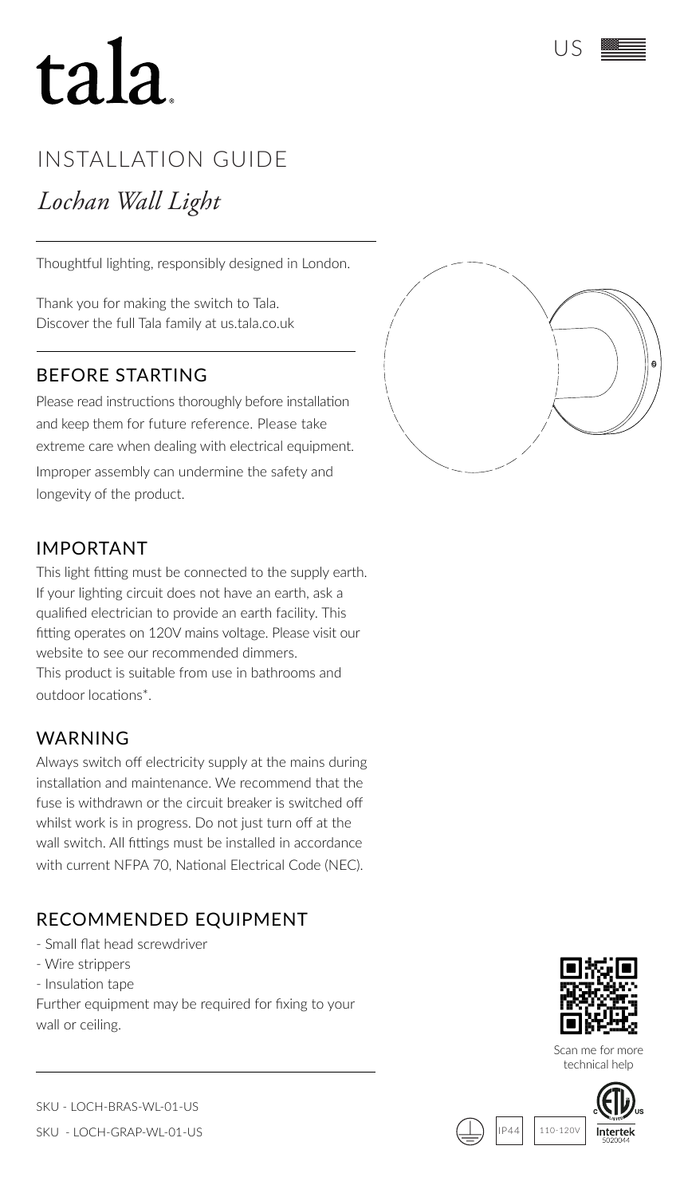# tala

US

## INSTALLATION GUIDE

*Lochan Wall Light*

Thoughtful lighting, responsibly designed in London.

Thank you for making the switch to Tala.
Discover the full Tala family at us.tala.co.uk

## BEFORE STARTING

Please read instructions thoroughly before installation and keep them for future reference. Please take extreme care when dealing with electrical equipment. Improper assembly can undermine the safety and longevity of the product.

## IMPORTANT

This light fitting must be connected to the supply earth. If your lighting circuit does not have an earth, ask a qualified electrician to provide an earth facility. This fitting operates on 120V mains voltage. Please visit our website to see our recommended dimmers.
This product is suitable from use in bathrooms and outdoor locations*.

## WARNING

Always switch off electricity supply at the mains during installation and maintenance. We recommend that the fuse is withdrawn or the circuit breaker is switched off whilst work is in progress. Do not just turn off at the wall switch. All fittings must be installed in accordance with current NFPA 70, National Electrical Code (NEC).

## RECOMMENDED EQUIPMENT

- Small flat head screwdriver
- Wire strippers
- Insulation tape

Further equipment may be required for fixing to your wall or ceiling.

Scan me for more technical help

SKU - LOCH-BRAS-WL-01-US

SKU - LOCH-GRAP-WL-01-US

IP44 | 110-120V | Intertek 5020044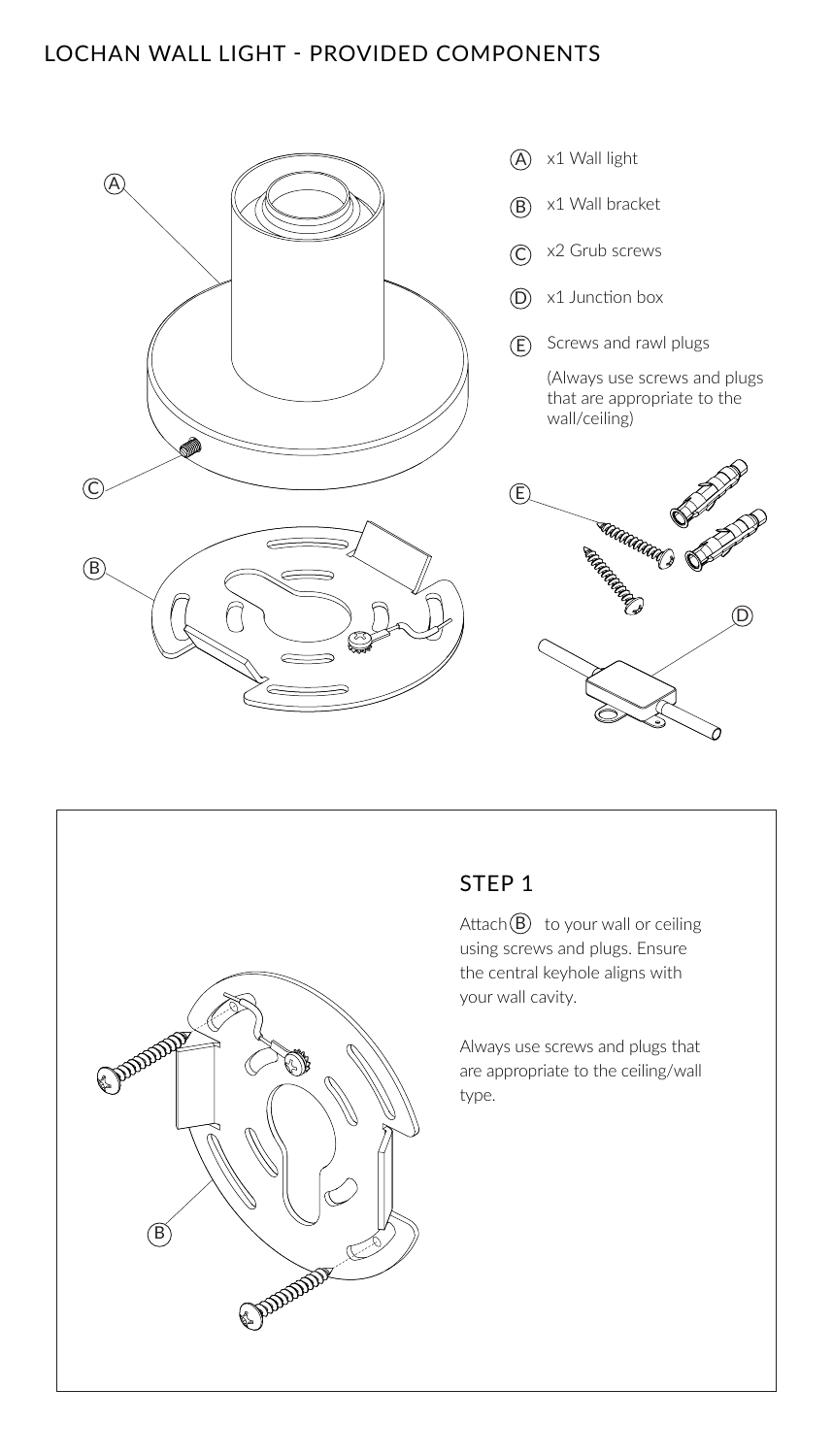# LOCHAN WALL LIGHT - PROVIDED COMPONENTS

- (A) x1 Wall light
- (B) x1 Wall bracket
- (C) x2 Grub screws
- (D) x1 Junction box
- (E) Screws and rawl plugs

  (Always use screws and plugs that are appropriate to the wall/ceiling)

## STEP 1

Attach (B) to your wall or ceiling using screws and plugs. Ensure the central keyhole aligns with your wall cavity.

Always use screws and plugs that are appropriate to the ceiling/wall type.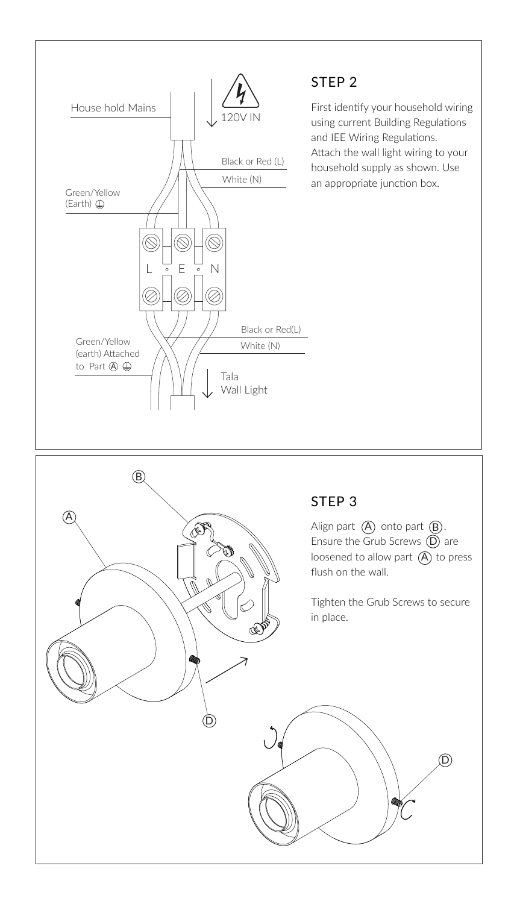## STEP 2

First identify your household wiring using current Building Regulations and IEE Wiring Regulations. Attach the wall light wiring to your household supply as shown. Use an appropriate junction box.

House hold Mains

120V IN

Black or Red (L)

White (N)

Green/Yellow (Earth)

L E N

Black or Red(L)

White (N)

Green/Yellow (earth) Attached to Part Ⓐ

Tala Wall Light

## STEP 3

Align part Ⓐ onto part Ⓑ. Ensure the Grub Screws Ⓓ are loosened to allow part Ⓐ to press flush on the wall.

Tighten the Grub Screws to secure in place.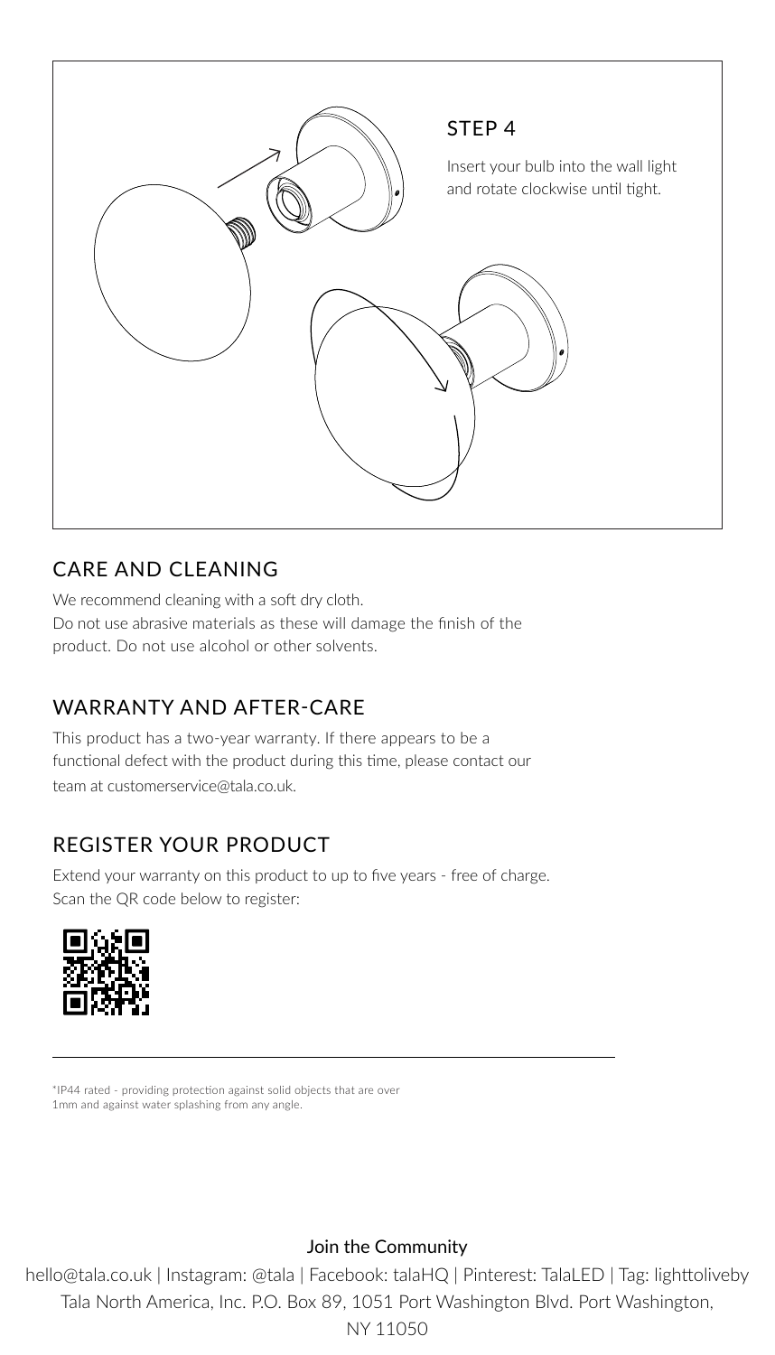## STEP 4

Insert your bulb into the wall light and rotate clockwise until tight.

## CARE AND CLEANING

We recommend cleaning with a soft dry cloth.
Do not use abrasive materials as these will damage the finish of the product. Do not use alcohol or other solvents.

## WARRANTY AND AFTER-CARE

This product has a two-year warranty. If there appears to be a functional defect with the product during this time, please contact our team at customerservice@tala.co.uk.

## REGISTER YOUR PRODUCT

Extend your warranty on this product to up to five years - free of charge. Scan the QR code below to register:

*IP44 rated - providing protection against solid objects that are over 1mm and against water splashing from any angle.

**Join the Community**

hello@tala.co.uk | Instagram: @tala | Facebook: talaHQ | Pinterest: TalaLED | Tag: lighttoliveby
Tala North America, Inc. P.O. Box 89, 1051 Port Washington Blvd. Port Washington, NY 11050